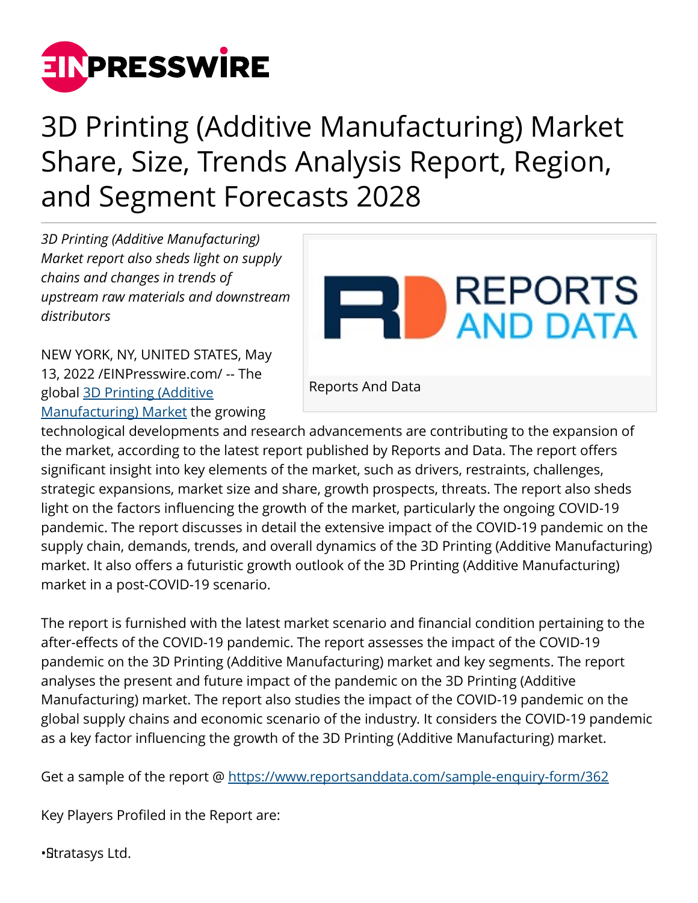# 3D Printing (Additive Manufacturing) Market Share, Size, Trends Analysis Report, Region, and Segment Forecasts 2028

*3D Printing (Additive Manufacturing) Market report also sheds light on supply chains and changes in trends of upstream raw materials and downstream distributors*

Reports And Data

NEW YORK, NY, UNITED STATES, May 13, 2022 /EINPresswire.com/ -- The global [3D Printing (Additive Manufacturing) Market](https://www.reportsanddata.com) the growing technological developments and research advancements are contributing to the expansion of the market, according to the latest report published by Reports and Data. The report offers significant insight into key elements of the market, such as drivers, restraints, challenges, strategic expansions, market size and share, growth prospects, threats. The report also sheds light on the factors influencing the growth of the market, particularly the ongoing COVID-19 pandemic. The report discusses in detail the extensive impact of the COVID-19 pandemic on the supply chain, demands, trends, and overall dynamics of the 3D Printing (Additive Manufacturing) market. It also offers a futuristic growth outlook of the 3D Printing (Additive Manufacturing) market in a post-COVID-19 scenario.

The report is furnished with the latest market scenario and financial condition pertaining to the after-effects of the COVID-19 pandemic. The report assesses the impact of the COVID-19 pandemic on the 3D Printing (Additive Manufacturing) market and key segments. The report analyses the present and future impact of the pandemic on the 3D Printing (Additive Manufacturing) market. The report also studies the impact of the COVID-19 pandemic on the global supply chains and economic scenario of the industry. It considers the COVID-19 pandemic as a key factor influencing the growth of the 3D Printing (Additive Manufacturing) market.

Get a sample of the report @ https://www.reportsanddata.com/sample-enquiry-form/362

Key Players Profiled in the Report are:

- Stratasys Ltd.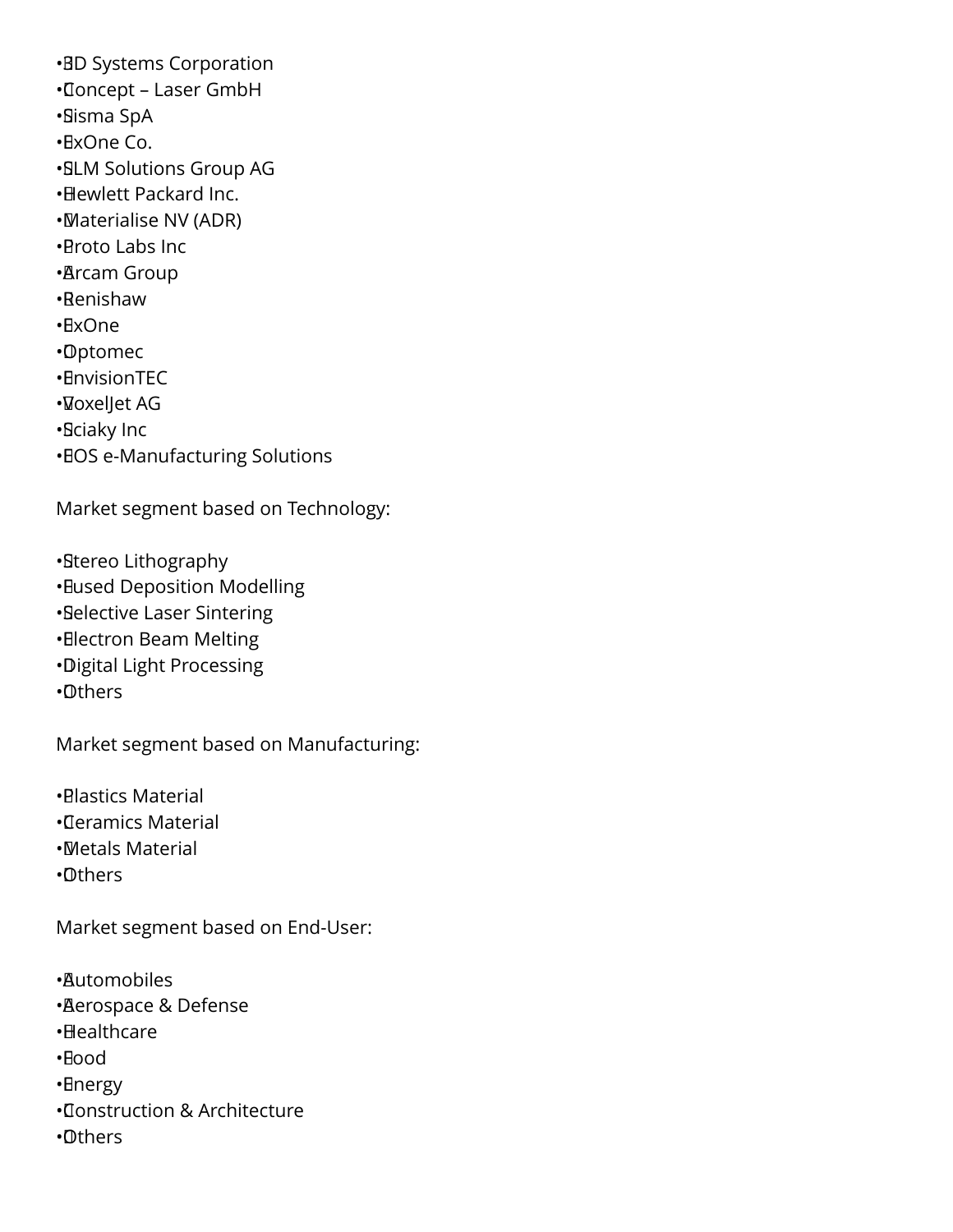- 3D Systems Corporation
- Concept – Laser GmbH
- Sisma SpA
- ExOne Co.
- SLM Solutions Group AG
- Hewlett Packard Inc.
- Materialise NV (ADR)
- Proto Labs Inc
- Arcam Group
- Renishaw
- ExOne
- Optomec
- EnvisionTEC
- VoxelJet AG
- Sciaky Inc
- EOS e-Manufacturing Solutions

Market segment based on Technology:

- Stereo Lithography
- Fused Deposition Modelling
- Selective Laser Sintering
- Electron Beam Melting
- Digital Light Processing
- Others

Market segment based on Manufacturing:

- Plastics Material
- Ceramics Material
- Metals Material
- Others

Market segment based on End-User:

- Automobiles
- Aerospace & Defense
- Healthcare
- Food
- Energy
- Construction & Architecture
- Others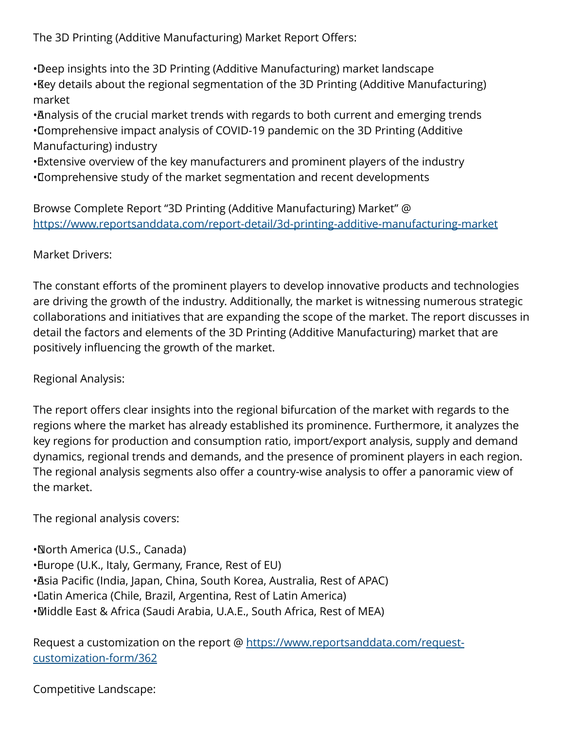The 3D Printing (Additive Manufacturing) Market Report Offers:

- Deep insights into the 3D Printing (Additive Manufacturing) market landscape
- Key details about the regional segmentation of the 3D Printing (Additive Manufacturing) market
- Analysis of the crucial market trends with regards to both current and emerging trends
- Comprehensive impact analysis of COVID-19 pandemic on the 3D Printing (Additive Manufacturing) industry
- Extensive overview of the key manufacturers and prominent players of the industry
- Comprehensive study of the market segmentation and recent developments

Browse Complete Report “3D Printing (Additive Manufacturing) Market” @ https://www.reportsanddata.com/report-detail/3d-printing-additive-manufacturing-market

Market Drivers:

The constant efforts of the prominent players to develop innovative products and technologies are driving the growth of the industry. Additionally, the market is witnessing numerous strategic collaborations and initiatives that are expanding the scope of the market. The report discusses in detail the factors and elements of the 3D Printing (Additive Manufacturing) market that are positively influencing the growth of the market.

Regional Analysis:

The report offers clear insights into the regional bifurcation of the market with regards to the regions where the market has already established its prominence. Furthermore, it analyzes the key regions for production and consumption ratio, import/export analysis, supply and demand dynamics, regional trends and demands, and the presence of prominent players in each region. The regional analysis segments also offer a country-wise analysis to offer a panoramic view of the market.

The regional analysis covers:

- North America (U.S., Canada)
- Europe (U.K., Italy, Germany, France, Rest of EU)
- Asia Pacific (India, Japan, China, South Korea, Australia, Rest of APAC)
- Latin America (Chile, Brazil, Argentina, Rest of Latin America)
- Middle East & Africa (Saudi Arabia, U.A.E., South Africa, Rest of MEA)

Request a customization on the report @ https://www.reportsanddata.com/request-customization-form/362

Competitive Landscape: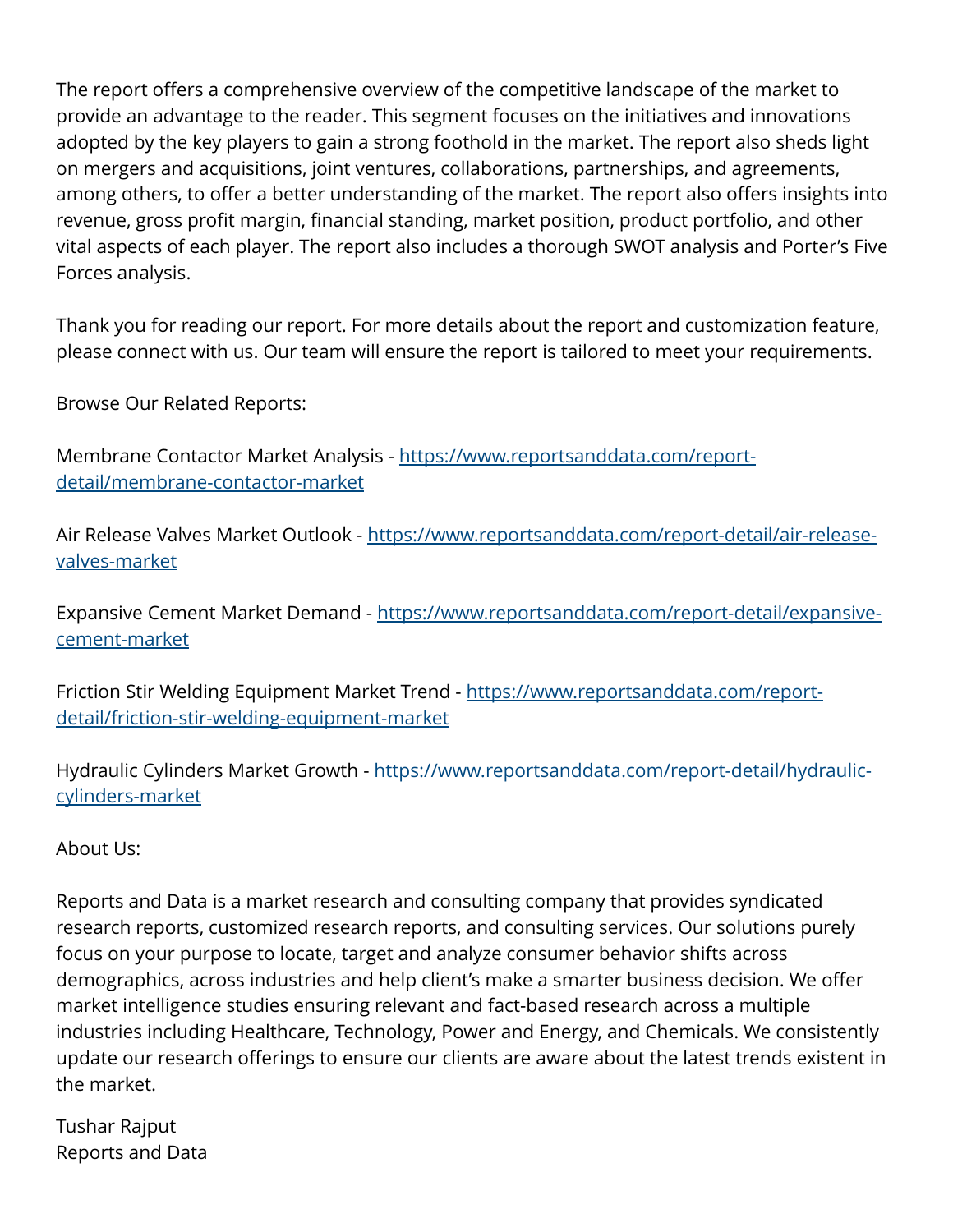The report offers a comprehensive overview of the competitive landscape of the market to provide an advantage to the reader. This segment focuses on the initiatives and innovations adopted by the key players to gain a strong foothold in the market. The report also sheds light on mergers and acquisitions, joint ventures, collaborations, partnerships, and agreements, among others, to offer a better understanding of the market. The report also offers insights into revenue, gross profit margin, financial standing, market position, product portfolio, and other vital aspects of each player. The report also includes a thorough SWOT analysis and Porter's Five Forces analysis.

Thank you for reading our report. For more details about the report and customization feature, please connect with us. Our team will ensure the report is tailored to meet your requirements.

Browse Our Related Reports:

Membrane Contactor Market Analysis - [https://www.reportsanddata.com/report-detail/membrane-contactor-market](https://www.reportsanddata.com/report-detail/membrane-contactor-market)

Air Release Valves Market Outlook - [https://www.reportsanddata.com/report-detail/air-release-valves-market](https://www.reportsanddata.com/report-detail/air-release-valves-market)

Expansive Cement Market Demand - [https://www.reportsanddata.com/report-detail/expansive-cement-market](https://www.reportsanddata.com/report-detail/expansive-cement-market)

Friction Stir Welding Equipment Market Trend - [https://www.reportsanddata.com/report-detail/friction-stir-welding-equipment-market](https://www.reportsanddata.com/report-detail/friction-stir-welding-equipment-market)

Hydraulic Cylinders Market Growth - [https://www.reportsanddata.com/report-detail/hydraulic-cylinders-market](https://www.reportsanddata.com/report-detail/hydraulic-cylinders-market)

About Us:

Reports and Data is a market research and consulting company that provides syndicated research reports, customized research reports, and consulting services. Our solutions purely focus on your purpose to locate, target and analyze consumer behavior shifts across demographics, across industries and help client's make a smarter business decision. We offer market intelligence studies ensuring relevant and fact-based research across a multiple industries including Healthcare, Technology, Power and Energy, and Chemicals. We consistently update our research offerings to ensure our clients are aware about the latest trends existent in the market.

Tushar Rajput
Reports and Data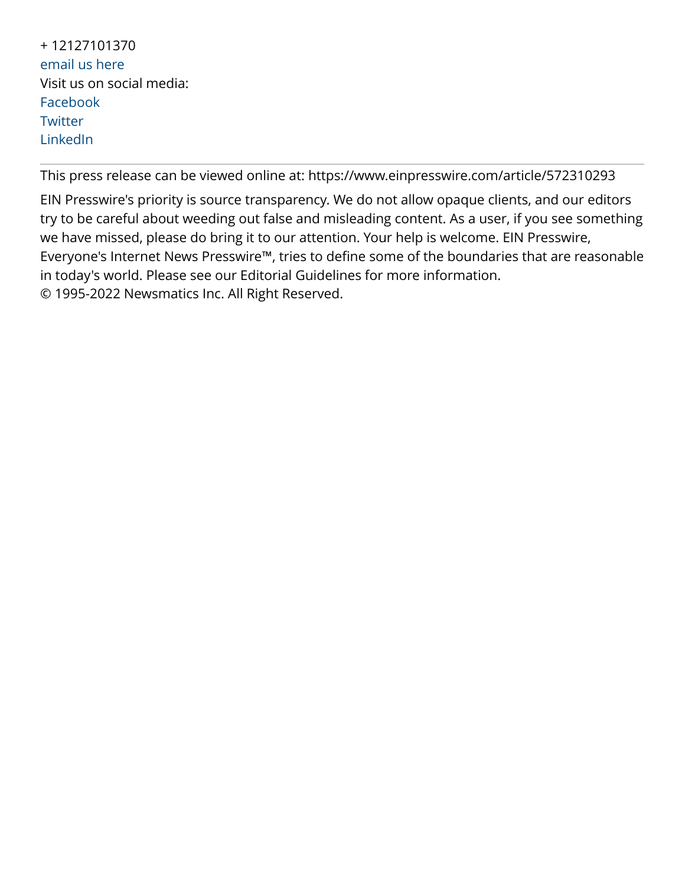+ 12127101370
email us here
Visit us on social media:
Facebook
Twitter
LinkedIn

---

This press release can be viewed online at: https://www.einpresswire.com/article/572310293

EIN Presswire's priority is source transparency. We do not allow opaque clients, and our editors try to be careful about weeding out false and misleading content. As a user, if you see something we have missed, please do bring it to our attention. Your help is welcome. EIN Presswire, Everyone's Internet News Presswire™, tries to define some of the boundaries that are reasonable in today's world. Please see our Editorial Guidelines for more information.
© 1995-2022 Newsmatics Inc. All Right Reserved.